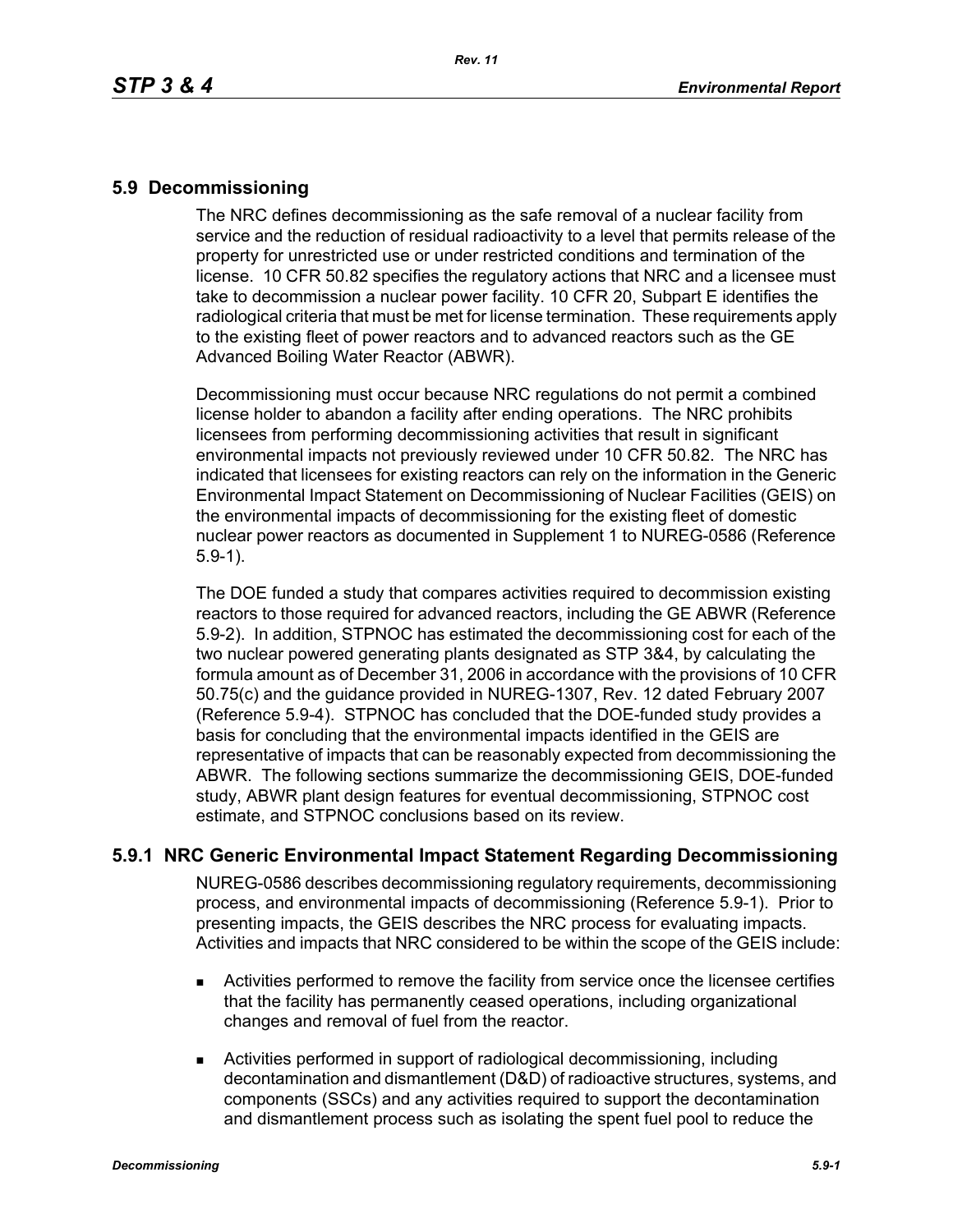## 5.9 Decommissioning

The NRC defines decommissioning as the safe removal of a nuclear facility from service and the reduction of residual radioactivity to a level that permits release of the property for unrestricted use or under restricted conditions and termination of the license. 10 CFR 50.82 specifies the regulatory actions that NRC and a licensee must take to decommission a nuclear power facility. 10 CFR 20, Subpart E identifies the radiological criteria that must be met for license termination. These requirements apply to the existing fleet of power reactors and to advanced reactors such as the GE Advanced Boiling Water Reactor (ABWR).

Decommissioning must occur because NRC regulations do not permit a combined license holder to abandon a facility after ending operations. The NRC prohibits licensees from performing decommissioning activities that result in significant environmental impacts not previously reviewed under 10 CFR 50.82. The NRC has indicated that licensees for existing reactors can rely on the information in the Generic Environmental Impact Statement on Decommissioning of Nuclear Facilities (GEIS) on the environmental impacts of decommissioning for the existing fleet of domestic nuclear power reactors as documented in Supplement 1 to NUREG-0586 (Reference 5.9-1).

The DOE funded a study that compares activities required to decommission existing reactors to those required for advanced reactors, including the GE ABWR (Reference 5.9-2). In addition, STPNOC has estimated the decommissioning cost for each of the two nuclear powered generating plants designated as STP 3&4, by calculating the formula amount as of December 31, 2006 in accordance with the provisions of 10 CFR 50.75(c) and the guidance provided in NUREG-1307, Rev. 12 dated February 2007 (Reference 5.9-4). STPNOC has concluded that the DOE-funded study provides a basis for concluding that the environmental impacts identified in the GEIS are representative of impacts that can be reasonably expected from decommissioning the ABWR. The following sections summarize the decommissioning GEIS, DOE-funded study, ABWR plant design features for eventual decommissioning, STPNOC cost estimate, and STPNOC conclusions based on its review.

### 5.9.1 NRC Generic Environmental Impact Statement Regarding Decommissioning

NUREG-0586 describes decommissioning regulatory requirements, decommissioning process, and environmental impacts of decommissioning (Reference 5.9-1). Prior to presenting impacts, the GEIS describes the NRC process for evaluating impacts. Activities and impacts that NRC considered to be within the scope of the GEIS include:

- Activities performed to remove the facility from service once the licensee certifies that the facility has permanently ceased operations, including organizational changes and removal of fuel from the reactor.
- Activities performed in support of radiological decommissioning, including decontamination and dismantlement (D&D) of radioactive structures, systems, and components (SSCs) and any activities required to support the decontamination and dismantlement process such as isolating the spent fuel pool to reduce the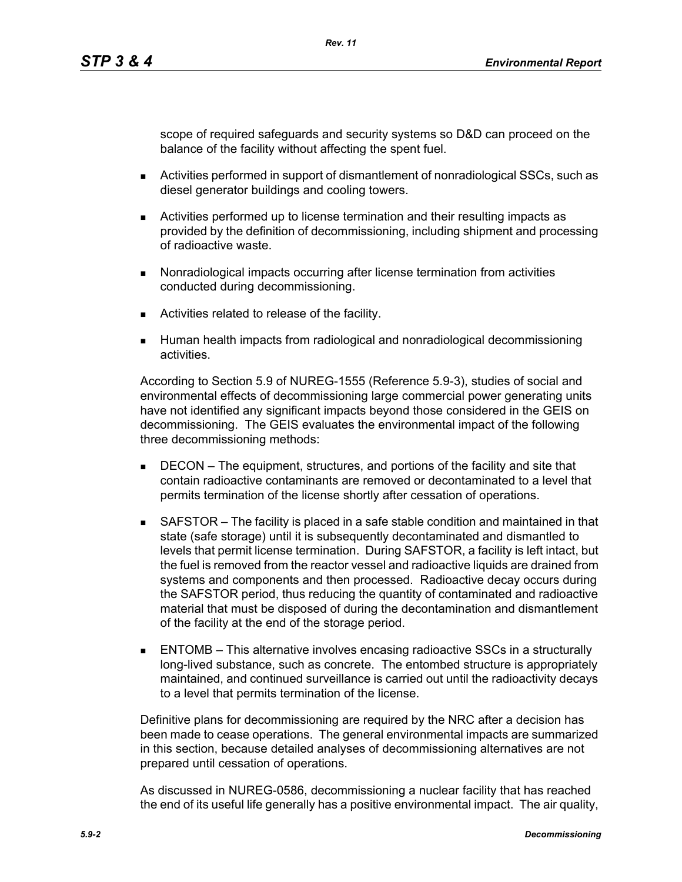scope of required safeguards and security systems so D&D can proceed on the balance of the facility without affecting the spent fuel.

- Activities performed in support of dismantlement of nonradiological SSCs, such as diesel generator buildings and cooling towers.
- Activities performed up to license termination and their resulting impacts as provided by the definition of decommissioning, including shipment and processing of radioactive waste.
- Nonradiological impacts occurring after license termination from activities conducted during decommissioning.
- Activities related to release of the facility.
- Human health impacts from radiological and nonradiological decommissioning activities.

According to Section 5.9 of NUREG-1555 (Reference 5.9-3), studies of social and environmental effects of decommissioning large commercial power generating units have not identified any significant impacts beyond those considered in the GEIS on decommissioning. The GEIS evaluates the environmental impact of the following three decommissioning methods:

- DECON – The equipment, structures, and portions of the facility and site that contain radioactive contaminants are removed or decontaminated to a level that permits termination of the license shortly after cessation of operations.
- SAFSTOR – The facility is placed in a safe stable condition and maintained in that state (safe storage) until it is subsequently decontaminated and dismantled to levels that permit license termination. During SAFSTOR, a facility is left intact, but the fuel is removed from the reactor vessel and radioactive liquids are drained from systems and components and then processed. Radioactive decay occurs during the SAFSTOR period, thus reducing the quantity of contaminated and radioactive material that must be disposed of during the decontamination and dismantlement of the facility at the end of the storage period.
- ENTOMB – This alternative involves encasing radioactive SSCs in a structurally long-lived substance, such as concrete. The entombed structure is appropriately maintained, and continued surveillance is carried out until the radioactivity decays to a level that permits termination of the license.

Definitive plans for decommissioning are required by the NRC after a decision has been made to cease operations. The general environmental impacts are summarized in this section, because detailed analyses of decommissioning alternatives are not prepared until cessation of operations.

As discussed in NUREG-0586, decommissioning a nuclear facility that has reached the end of its useful life generally has a positive environmental impact. The air quality,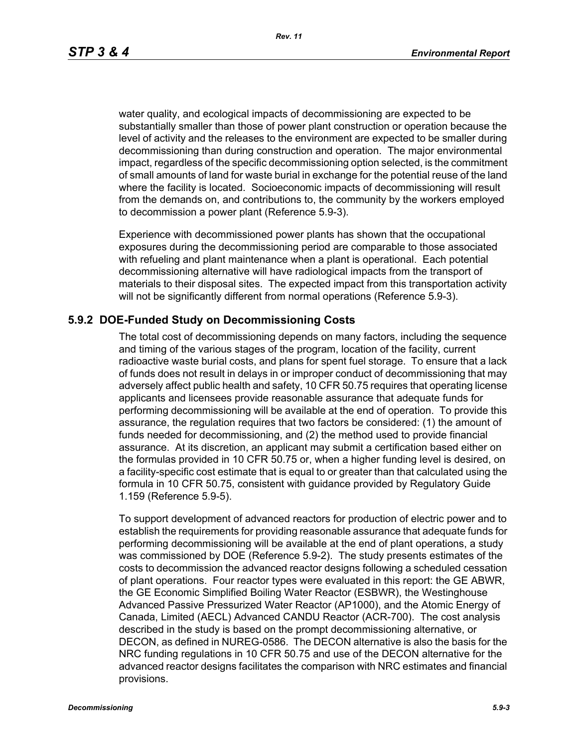water quality, and ecological impacts of decommissioning are expected to be substantially smaller than those of power plant construction or operation because the level of activity and the releases to the environment are expected to be smaller during decommissioning than during construction and operation. The major environmental impact, regardless of the specific decommissioning option selected, is the commitment of small amounts of land for waste burial in exchange for the potential reuse of the land where the facility is located. Socioeconomic impacts of decommissioning will result from the demands on, and contributions to, the community by the workers employed to decommission a power plant (Reference 5.9-3).

Experience with decommissioned power plants has shown that the occupational exposures during the decommissioning period are comparable to those associated with refueling and plant maintenance when a plant is operational. Each potential decommissioning alternative will have radiological impacts from the transport of materials to their disposal sites. The expected impact from this transportation activity will not be significantly different from normal operations (Reference 5.9-3).

## 5.9.2 DOE-Funded Study on Decommissioning Costs

The total cost of decommissioning depends on many factors, including the sequence and timing of the various stages of the program, location of the facility, current radioactive waste burial costs, and plans for spent fuel storage. To ensure that a lack of funds does not result in delays in or improper conduct of decommissioning that may adversely affect public health and safety, 10 CFR 50.75 requires that operating license applicants and licensees provide reasonable assurance that adequate funds for performing decommissioning will be available at the end of operation. To provide this assurance, the regulation requires that two factors be considered: (1) the amount of funds needed for decommissioning, and (2) the method used to provide financial assurance. At its discretion, an applicant may submit a certification based either on the formulas provided in 10 CFR 50.75 or, when a higher funding level is desired, on a facility-specific cost estimate that is equal to or greater than that calculated using the formula in 10 CFR 50.75, consistent with guidance provided by Regulatory Guide 1.159 (Reference 5.9-5).

To support development of advanced reactors for production of electric power and to establish the requirements for providing reasonable assurance that adequate funds for performing decommissioning will be available at the end of plant operations, a study was commissioned by DOE (Reference 5.9-2). The study presents estimates of the costs to decommission the advanced reactor designs following a scheduled cessation of plant operations. Four reactor types were evaluated in this report: the GE ABWR, the GE Economic Simplified Boiling Water Reactor (ESBWR), the Westinghouse Advanced Passive Pressurized Water Reactor (AP1000), and the Atomic Energy of Canada, Limited (AECL) Advanced CANDU Reactor (ACR-700). The cost analysis described in the study is based on the prompt decommissioning alternative, or DECON, as defined in NUREG-0586. The DECON alternative is also the basis for the NRC funding regulations in 10 CFR 50.75 and use of the DECON alternative for the advanced reactor designs facilitates the comparison with NRC estimates and financial provisions.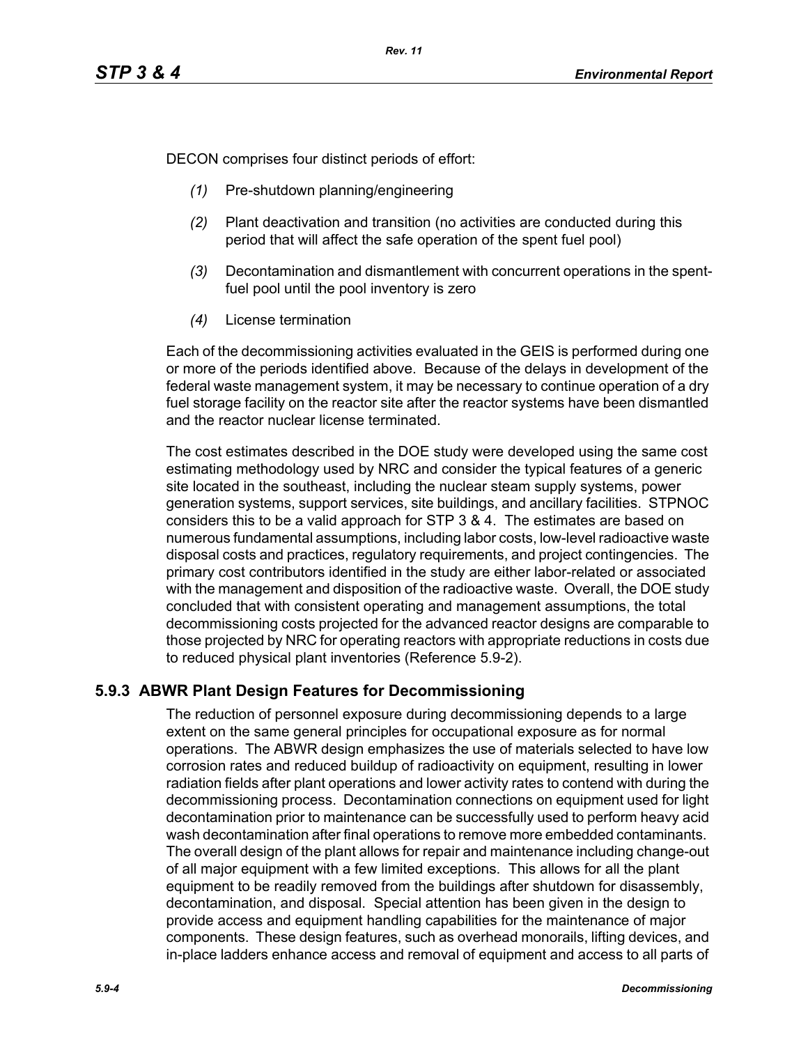DECON comprises four distinct periods of effort:

*(1)* Pre-shutdown planning/engineering

*(2)* Plant deactivation and transition (no activities are conducted during this period that will affect the safe operation of the spent fuel pool)

*(3)* Decontamination and dismantlement with concurrent operations in the spent-fuel pool until the pool inventory is zero

*(4)* License termination

Each of the decommissioning activities evaluated in the GEIS is performed during one or more of the periods identified above. Because of the delays in development of the federal waste management system, it may be necessary to continue operation of a dry fuel storage facility on the reactor site after the reactor systems have been dismantled and the reactor nuclear license terminated.

The cost estimates described in the DOE study were developed using the same cost estimating methodology used by NRC and consider the typical features of a generic site located in the southeast, including the nuclear steam supply systems, power generation systems, support services, site buildings, and ancillary facilities. STPNOC considers this to be a valid approach for STP 3 & 4. The estimates are based on numerous fundamental assumptions, including labor costs, low-level radioactive waste disposal costs and practices, regulatory requirements, and project contingencies. The primary cost contributors identified in the study are either labor-related or associated with the management and disposition of the radioactive waste. Overall, the DOE study concluded that with consistent operating and management assumptions, the total decommissioning costs projected for the advanced reactor designs are comparable to those projected by NRC for operating reactors with appropriate reductions in costs due to reduced physical plant inventories (Reference 5.9-2).

## 5.9.3 ABWR Plant Design Features for Decommissioning

The reduction of personnel exposure during decommissioning depends to a large extent on the same general principles for occupational exposure as for normal operations. The ABWR design emphasizes the use of materials selected to have low corrosion rates and reduced buildup of radioactivity on equipment, resulting in lower radiation fields after plant operations and lower activity rates to contend with during the decommissioning process. Decontamination connections on equipment used for light decontamination prior to maintenance can be successfully used to perform heavy acid wash decontamination after final operations to remove more embedded contaminants. The overall design of the plant allows for repair and maintenance including change-out of all major equipment with a few limited exceptions. This allows for all the plant equipment to be readily removed from the buildings after shutdown for disassembly, decontamination, and disposal. Special attention has been given in the design to provide access and equipment handling capabilities for the maintenance of major components. These design features, such as overhead monorails, lifting devices, and in-place ladders enhance access and removal of equipment and access to all parts of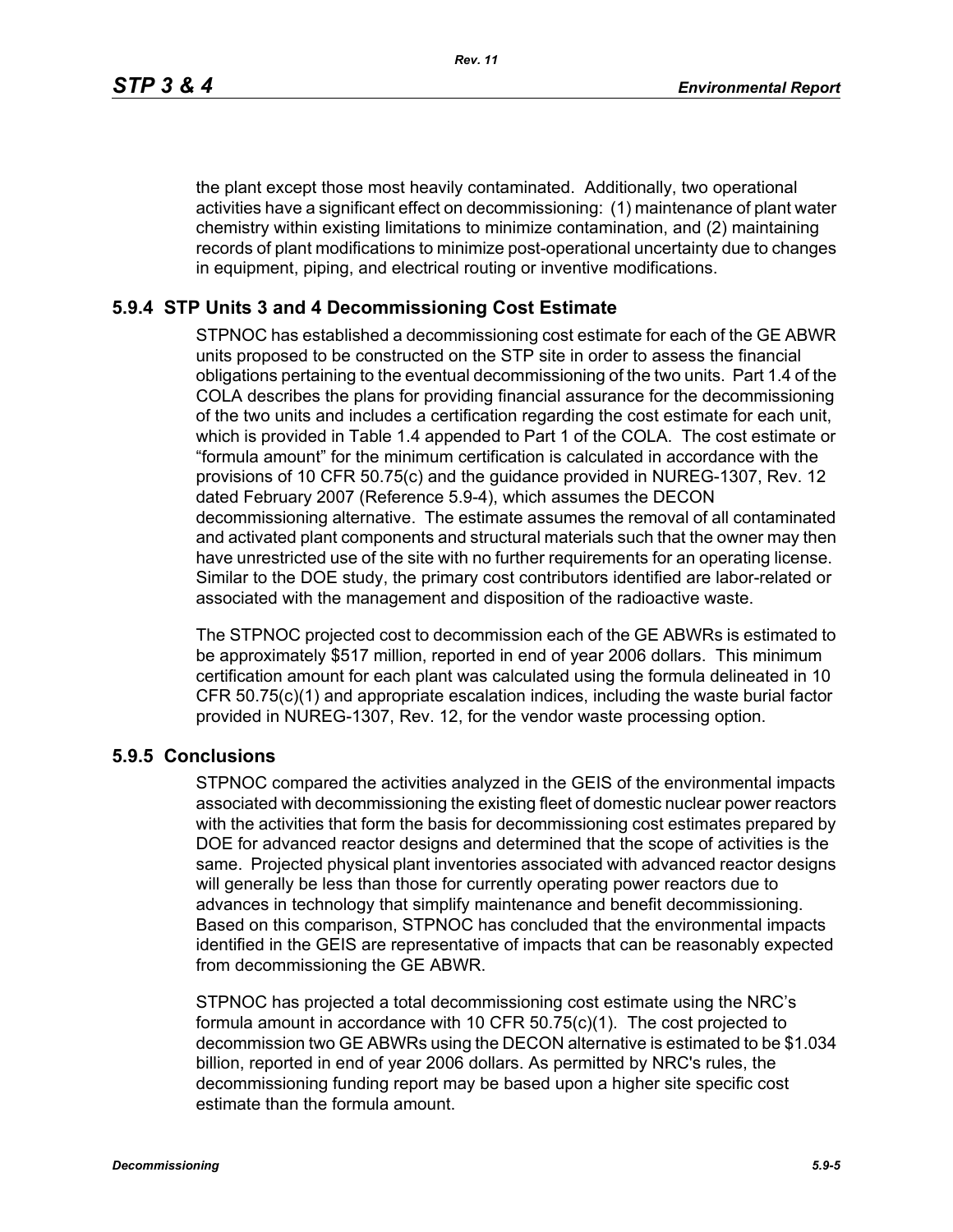the plant except those most heavily contaminated. Additionally, two operational activities have a significant effect on decommissioning: (1) maintenance of plant water chemistry within existing limitations to minimize contamination, and (2) maintaining records of plant modifications to minimize post-operational uncertainty due to changes in equipment, piping, and electrical routing or inventive modifications.

### 5.9.4 STP Units 3 and 4 Decommissioning Cost Estimate

STPNOC has established a decommissioning cost estimate for each of the GE ABWR units proposed to be constructed on the STP site in order to assess the financial obligations pertaining to the eventual decommissioning of the two units. Part 1.4 of the COLA describes the plans for providing financial assurance for the decommissioning of the two units and includes a certification regarding the cost estimate for each unit, which is provided in Table 1.4 appended to Part 1 of the COLA. The cost estimate or "formula amount" for the minimum certification is calculated in accordance with the provisions of 10 CFR 50.75(c) and the guidance provided in NUREG-1307, Rev. 12 dated February 2007 (Reference 5.9-4), which assumes the DECON decommissioning alternative. The estimate assumes the removal of all contaminated and activated plant components and structural materials such that the owner may then have unrestricted use of the site with no further requirements for an operating license. Similar to the DOE study, the primary cost contributors identified are labor-related or associated with the management and disposition of the radioactive waste.

The STPNOC projected cost to decommission each of the GE ABWRs is estimated to be approximately $517 million, reported in end of year 2006 dollars. This minimum certification amount for each plant was calculated using the formula delineated in 10 CFR 50.75(c)(1) and appropriate escalation indices, including the waste burial factor provided in NUREG-1307, Rev. 12, for the vendor waste processing option.

### 5.9.5 Conclusions

STPNOC compared the activities analyzed in the GEIS of the environmental impacts associated with decommissioning the existing fleet of domestic nuclear power reactors with the activities that form the basis for decommissioning cost estimates prepared by DOE for advanced reactor designs and determined that the scope of activities is the same. Projected physical plant inventories associated with advanced reactor designs will generally be less than those for currently operating power reactors due to advances in technology that simplify maintenance and benefit decommissioning. Based on this comparison, STPNOC has concluded that the environmental impacts identified in the GEIS are representative of impacts that can be reasonably expected from decommissioning the GE ABWR.

STPNOC has projected a total decommissioning cost estimate using the NRC's formula amount in accordance with 10 CFR 50.75(c)(1). The cost projected to decommission two GE ABWRs using the DECON alternative is estimated to be $1.034 billion, reported in end of year 2006 dollars. As permitted by NRC's rules, the decommissioning funding report may be based upon a higher site specific cost estimate than the formula amount.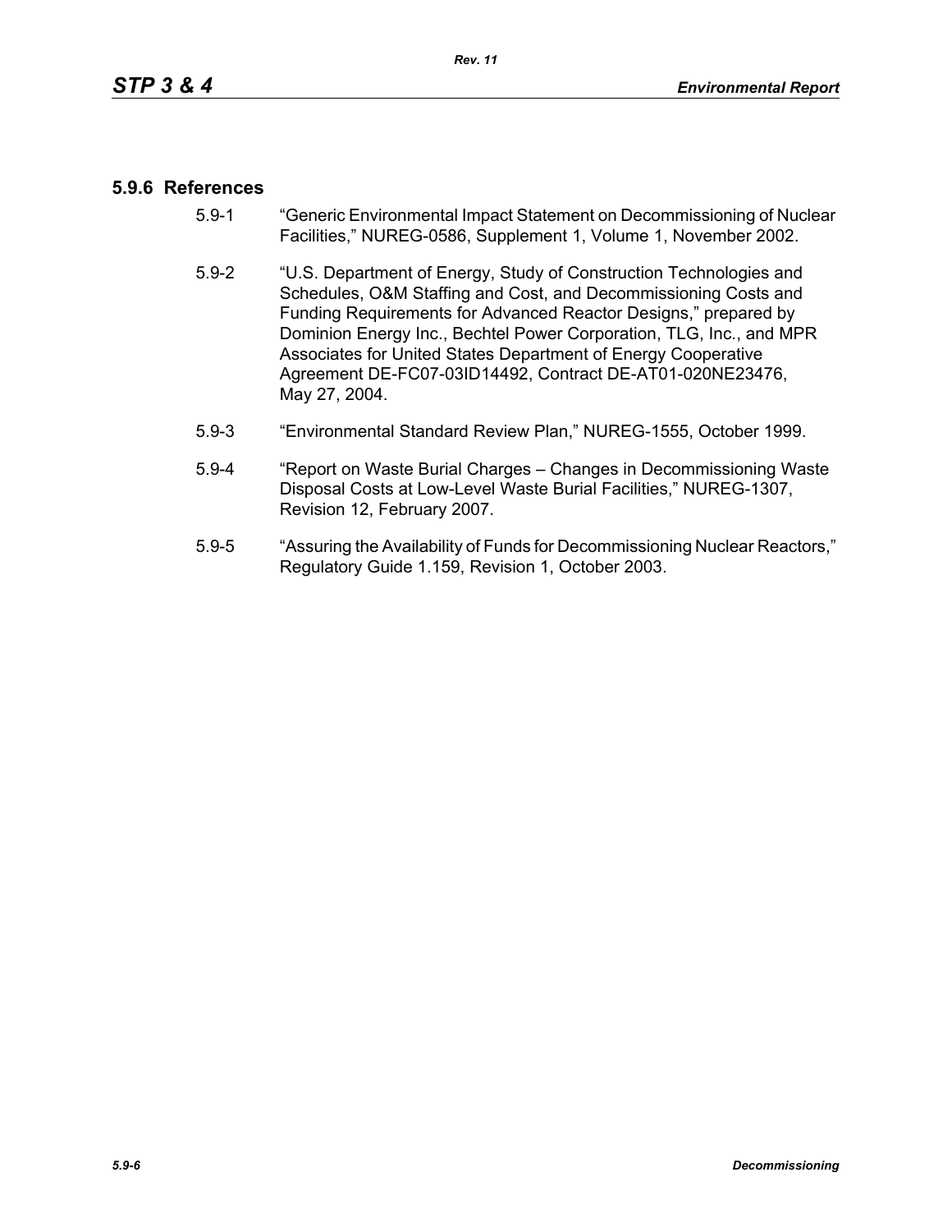### 5.9.6 References

5.9-1 "Generic Environmental Impact Statement on Decommissioning of Nuclear Facilities," NUREG-0586, Supplement 1, Volume 1, November 2002.

5.9-2 "U.S. Department of Energy, Study of Construction Technologies and Schedules, O&M Staffing and Cost, and Decommissioning Costs and Funding Requirements for Advanced Reactor Designs," prepared by Dominion Energy Inc., Bechtel Power Corporation, TLG, Inc., and MPR Associates for United States Department of Energy Cooperative Agreement DE-FC07-03ID14492, Contract DE-AT01-020NE23476, May 27, 2004.

5.9-3 "Environmental Standard Review Plan," NUREG-1555, October 1999.

5.9-4 "Report on Waste Burial Charges – Changes in Decommissioning Waste Disposal Costs at Low-Level Waste Burial Facilities," NUREG-1307, Revision 12, February 2007.

5.9-5 "Assuring the Availability of Funds for Decommissioning Nuclear Reactors," Regulatory Guide 1.159, Revision 1, October 2003.